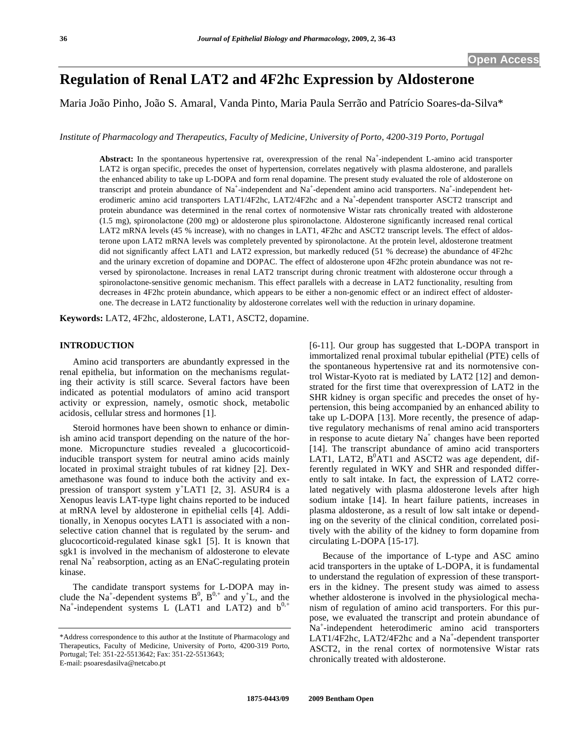# Regulation of Renal LAT2 and 4F2hc Expression by Aldosterone

Maria João Pinho, João S. Amaral, Vanda Pinto, Maria Paula Serrão and Patrício Soares-da-Silva*

*Institute of Pharmacology and Therapeutics, Faculty of Medicine, University of Porto, 4200-319 Porto, Portugal*

**Abstract:** In the spontaneous hypertensive rat, overexpression of the renal $Na^+$-independent L-amino acid transporter LAT2 is organ specific, precedes the onset of hypertension, correlates negatively with plasma aldosterone, and parallels the enhanced ability to take up L-DOPA and form renal dopamine. The present study evaluated the role of aldosterone on transcript and protein abundance of $Na^+$-independent and $Na^+$-dependent amino acid transporters. $Na^+$-independent heterodimeric amino acid transporters LAT1/4F2hc, LAT2/4F2hc and a $Na^+$-dependent transporter ASCT2 transcript and protein abundance was determined in the renal cortex of normotensive Wistar rats chronically treated with aldosterone (1.5 mg), spironolactone (200 mg) or aldosterone plus spironolactone. Aldosterone significantly increased renal cortical LAT2 mRNA levels (45 % increase), with no changes in LAT1, 4F2hc and ASCT2 transcript levels. The effect of aldosterone upon LAT2 mRNA levels was completely prevented by spironolactone. At the protein level, aldosterone treatment did not significantly affect LAT1 and LAT2 expression, but markedly reduced (51 % decrease) the abundance of 4F2hc and the urinary excretion of dopamine and DOPAC. The effect of aldosterone upon 4F2hc protein abundance was not reversed by spironolactone. Increases in renal LAT2 transcript during chronic treatment with aldosterone occur through a spironolactone-sensitive genomic mechanism. This effect parallels with a decrease in LAT2 functionality, resulting from decreases in 4F2hc protein abundance, which appears to be either a non-genomic effect or an indirect effect of aldosterone. The decrease in LAT2 functionality by aldosterone correlates well with the reduction in urinary dopamine.

**Keywords:** LAT2, 4F2hc, aldosterone, LAT1, ASCT2, dopamine.

## INTRODUCTION

Amino acid transporters are abundantly expressed in the renal epithelia, but information on the mechanisms regulating their activity is still scarce. Several factors have been indicated as potential modulators of amino acid transport activity or expression, namely, osmotic shock, metabolic acidosis, cellular stress and hormones [1].

Steroid hormones have been shown to enhance or diminish amino acid transport depending on the nature of the hormone. Micropuncture studies revealed a glucocorticoid-inducible transport system for neutral amino acids mainly located in proximal straight tubules of rat kidney [2]. Dexamethasone was found to induce both the activity and expression of transport system $y^+$LAT1 [2, 3]. ASUR4 is a Xenopus leavis LAT-type light chains reported to be induced at mRNA level by aldosterone in epithelial cells [4]. Additionally, in Xenopus oocytes LAT1 is associated with a non-selective cation channel that is regulated by the serum- and glucocorticoid-regulated kinase sgk1 [5]. It is known that sgk1 is involved in the mechanism of aldosterone to elevate renal $Na^+$ reabsorption, acting as an ENaC-regulating protein kinase.

The candidate transport systems for L-DOPA may include the $Na^+$-dependent systems $B^0$, $B^{0,+}$ and $y^+$L, and the $Na^+$-independent systems L (LAT1 and LAT2) and $b^{0,+}$ [6-11]. Our group has suggested that L-DOPA transport in immortalized renal proximal tubular epithelial (PTE) cells of the spontaneous hypertensive rat and its normotensive control Wistar-Kyoto rat is mediated by LAT2 [12] and demonstrated for the first time that overexpression of LAT2 in the SHR kidney is organ specific and precedes the onset of hypertension, this being accompanied by an enhanced ability to take up L-DOPA [13]. More recently, the presence of adaptive regulatory mechanisms of renal amino acid transporters in response to acute dietary $Na^+$ changes have been reported [14]. The transcript abundance of amino acid transporters LAT1, LAT2, $B^0$AT1 and ASCT2 was age dependent, differently regulated in WKY and SHR and responded differently to salt intake. In fact, the expression of LAT2 correlated negatively with plasma aldosterone levels after high sodium intake [14]. In heart failure patients, increases in plasma aldosterone, as a result of low salt intake or depending on the severity of the clinical condition, correlated positively with the ability of the kidney to form dopamine from circulating L-DOPA [15-17].

Because of the importance of L-type and ASC amino acid transporters in the uptake of L-DOPA, it is fundamental to understand the regulation of expression of these transporters in the kidney. The present study was aimed to assess whether aldosterone is involved in the physiological mechanism of regulation of amino acid transporters. For this purpose, we evaluated the transcript and protein abundance of $Na^+$-independent heterodimeric amino acid transporters LAT1/4F2hc, LAT2/4F2hc and a $Na^+$-dependent transporter ASCT2, in the renal cortex of normotensive Wistar rats chronically treated with aldosterone.

*Address correspondence to this author at the Institute of Pharmacology and Therapeutics, Faculty of Medicine, University of Porto, 4200-319 Porto, Portugal; Tel: 351-22-5513642; Fax: 351-22-5513643; E-mail: psoaresdasilva@netcabo.pt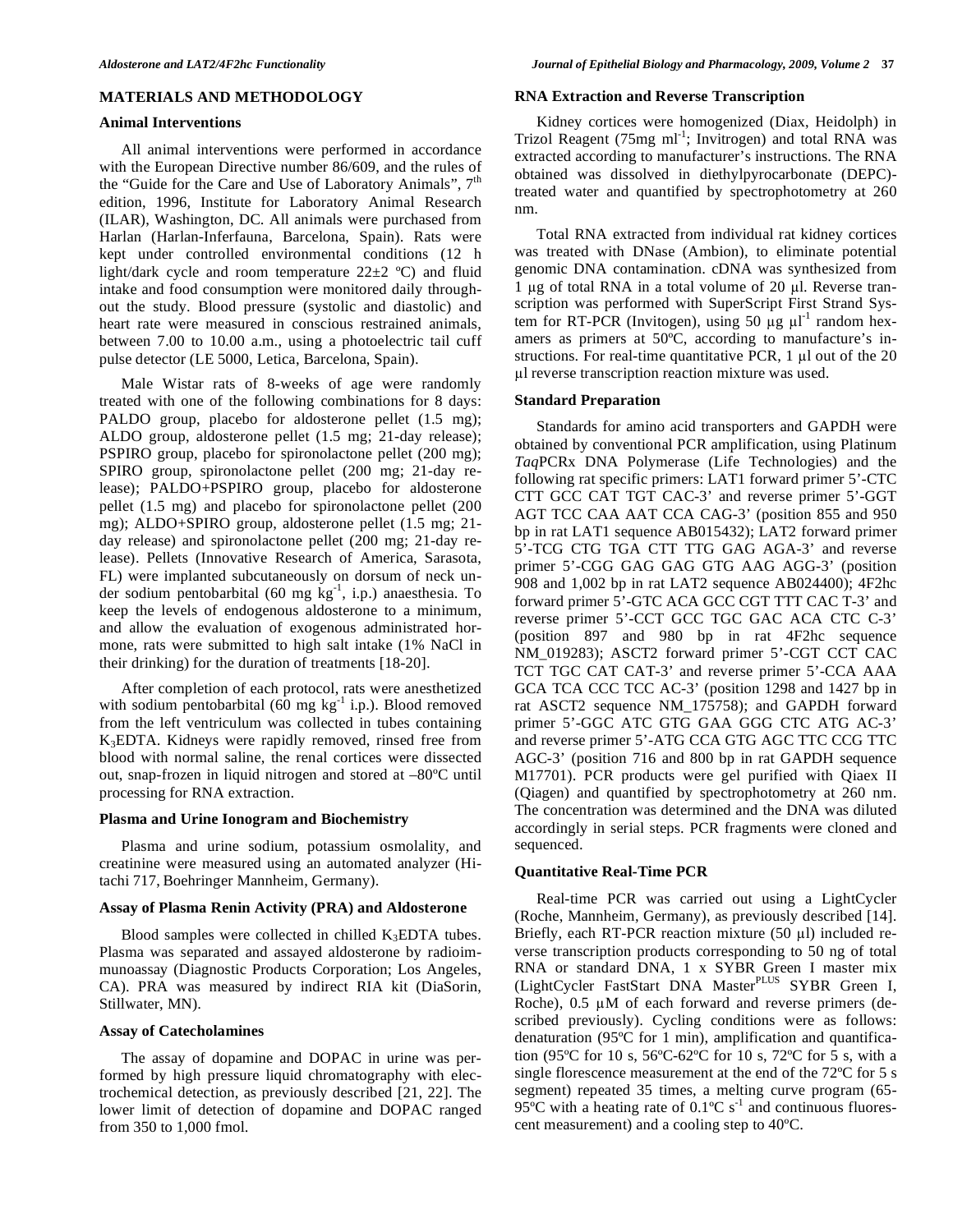## MATERIALS AND METHODOLOGY

### Animal Interventions

All animal interventions were performed in accordance with the European Directive number 86/609, and the rules of the "Guide for the Care and Use of Laboratory Animals", 7th edition, 1996, Institute for Laboratory Animal Research (ILAR), Washington, DC. All animals were purchased from Harlan (Harlan-Inferfauna, Barcelona, Spain). Rats were kept under controlled environmental conditions (12 h light/dark cycle and room temperature 22±2 ºC) and fluid intake and food consumption were monitored daily throughout the study. Blood pressure (systolic and diastolic) and heart rate were measured in conscious restrained animals, between 7.00 to 10.00 a.m., using a photoelectric tail cuff pulse detector (LE 5000, Letica, Barcelona, Spain).

Male Wistar rats of 8-weeks of age were randomly treated with one of the following combinations for 8 days: PALDO group, placebo for aldosterone pellet (1.5 mg); ALDO group, aldosterone pellet (1.5 mg; 21-day release); PSPIRO group, placebo for spironolactone pellet (200 mg); SPIRO group, spironolactone pellet (200 mg; 21-day release); PALDO+PSPIRO group, placebo for aldosterone pellet (1.5 mg) and placebo for spironolactone pellet (200 mg); ALDO+SPIRO group, aldosterone pellet (1.5 mg; 21-day release) and spironolactone pellet (200 mg; 21-day release). Pellets (Innovative Research of America, Sarasota, FL) were implanted subcutaneously on dorsum of neck under sodium pentobarbital (60 mg $kg^{-1}$, i.p.) anaesthesia. To keep the levels of endogenous aldosterone to a minimum, and allow the evaluation of exogenous administrated hormone, rats were submitted to high salt intake (1% NaCl in their drinking) for the duration of treatments [18-20].

After completion of each protocol, rats were anesthetized with sodium pentobarbital (60 mg $kg^{-1}$ i.p.). Blood removed from the left ventriculum was collected in tubes containing $K_3$EDTA. Kidneys were rapidly removed, rinsed free from blood with normal saline, the renal cortices were dissected out, snap-frozen in liquid nitrogen and stored at –80ºC until processing for RNA extraction.

### Plasma and Urine Ionogram and Biochemistry

Plasma and urine sodium, potassium osmolality, and creatinine were measured using an automated analyzer (Hitachi 717, Boehrenger Mannheim, Germany).

### Assay of Plasma Renin Activity (PRA) and Aldosterone

Blood samples were collected in chilled $K_3$EDTA tubes. Plasma was separated and assayed aldosterone by radioimmunoassay (Diagnostic Products Corporation; Los Angeles, CA). PRA was measured by indirect RIA kit (DiaSorin, Stillwater, MN).

### Assay of Catecholamines

The assay of dopamine and DOPAC in urine was performed by high pressure liquid chromatography with electrochemical detection, as previously described [21, 22]. The lower limit of detection of dopamine and DOPAC ranged from 350 to 1,000 fmol.

### RNA Extraction and Reverse Transcription

Kidney cortices were homogenized (Diax, Heidolph) in Trizol Reagent (75mg $ml^{-1}$; Invitrogen) and total RNA was extracted according to manufacturer's instructions. The RNA obtained was dissolved in diethylpyrocarbonate (DEPC)-treated water and quantified by spectrophotometry at 260 nm.

Total RNA extracted from individual rat kidney cortices was treated with DNase (Ambion), to eliminate potential genomic DNA contamination. cDNA was synthesized from 1 μg of total RNA in a total volume of 20 μl. Reverse transcription was performed with SuperScript First Strand System for RT-PCR (Invitogen), using 50 μg $\mu l^{-1}$ random hexamers as primers at 50ºC, according to manufacture's instructions. For real-time quantitative PCR, 1 μl out of the 20 μl reverse transcription reaction mixture was used.

### Standard Preparation

Standards for amino acid transporters and GAPDH were obtained by conventional PCR amplification, using Platinum *Taq*PCRx DNA Polymerase (Life Technologies) and the following rat specific primers: LAT1 forward primer 5'-CTC CTT GCC CAT TGT CAC-3' and reverse primer 5'-GGT AGT TCC CAA AAT CCA CAG-3' (position 855 and 950 bp in rat LAT1 sequence AB015432); LAT2 forward primer 5'-TCG CTG TGA CTT TTG GAG AGA-3' and reverse primer 5'-CGG GAG GAG GTG AAG AGG-3' (position 908 and 1,002 bp in rat LAT2 sequence AB024400); 4F2hc forward primer 5'-GTC ACA GCC CGT TTT CAC T-3' and reverse primer 5'-CCT GCC TGC GAC ACA CTC C-3' (position 897 and 980 bp in rat 4F2hc sequence NM_019283); ASCT2 forward primer 5'-CGT CCT CAC TCT TGC CAT CAT-3' and reverse primer 5'-CCA AAA GCA TCA CCC TCC AC-3' (position 1298 and 1427 bp in rat ASCT2 sequence NM_175758); and GAPDH forward primer 5'-GGC ATC GTG GAA GGG CTC ATG AC-3' and reverse primer 5'-ATG CCA GTG AGC TTC CCG TTC AGC-3' (position 716 and 800 bp in rat GAPDH sequence M17701). PCR products were gel purified with Qiaex II (Qiagen) and quantified by spectrophotometry at 260 nm. The concentration was determined and the DNA was diluted accordingly in serial steps. PCR fragments were cloned and sequenced.

### Quantitative Real-Time PCR

Real-time PCR was carried out using a LightCycler (Roche, Mannheim, Germany), as previously described [14]. Briefly, each RT-PCR reaction mixture (50 μl) included reverse transcription products corresponding to 50 ng of total RNA or standard DNA, 1 x SYBR Green I master mix (LightCycler FastStart DNA Master$^{PLUS}$ SYBR Green I, Roche), 0.5 μM of each forward and reverse primers (described previously). Cycling conditions were as follows: denaturation (95ºC for 1 min), amplification and quantification (95ºC for 10 s, 56ºC-62ºC for 10 s, 72ºC for 5 s, with a single florescence measurement at the end of the 72ºC for 5 s segment) repeated 35 times, a melting curve program (65-95ºC with a heating rate of 0.1ºC $s^{-1}$ and continuous fluorescent measurement) and a cooling step to 40ºC.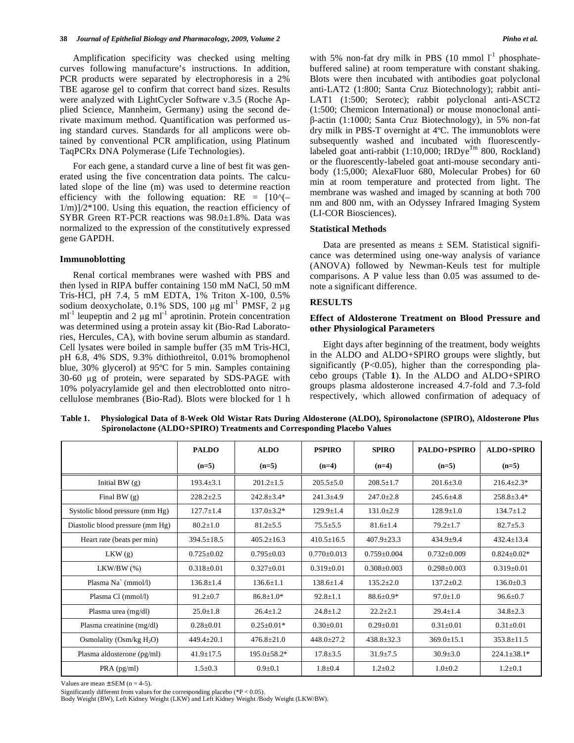Amplification specificity was checked using melting curves following manufacture's instructions. In addition, PCR products were separated by electrophoresis in a 2% TBE agarose gel to confirm that correct band sizes. Results were analyzed with LightCycler Software v.3.5 (Roche Applied Science, Mannheim, Germany) using the second derivate maximum method. Quantification was performed using standard curves. Standards for all amplicons were obtained by conventional PCR amplification, using Platinum TaqPCRx DNA Polymerase (Life Technologies).

For each gene, a standard curve a line of best fit was generated using the five concentration data points. The calculated slope of the line (m) was used to determine reaction efficiency with the following equation: $RE = [10^{(-1/m)}]/2*100$. Using this equation, the reaction efficiency of SYBR Green RT-PCR reactions was 98.0±1.8%. Data was normalized to the expression of the constitutively expressed gene GAPDH.

### Immunoblotting

Renal cortical membranes were washed with PBS and then lysed in RIPA buffer containing 150 mM NaCl, 50 mM Tris-HCl, pH 7.4, 5 mM EDTA, 1% Triton X-100, 0.5% sodium deoxycholate, 0.1% SDS, 100 μg $ml^{-1}$ PMSF, 2 μg $ml^{-1}$ leupeptin and 2 μg $ml^{-1}$ aprotinin. Protein concentration was determined using a protein assay kit (Bio-Rad Laboratories, Hercules, CA), with bovine serum albumin as standard. Cell lysates were boiled in sample buffer (35 mM Tris-HCl, pH 6.8, 4% SDS, 9.3% dithiothreitol, 0.01% bromophenol blue, 30% glycerol) at 95ºC for 5 min. Samples containing 30-60 μg of protein, were separated by SDS-PAGE with 10% polyacrylamide gel and then electroblotted onto nitrocellulose membranes (Bio-Rad). Blots were blocked for 1 h with 5% non-fat dry milk in PBS (10 mmol $l^{-1}$ phosphate-buffered saline) at room temperature with constant shaking. Blots were then incubated with antibodies goat polyclonal anti-LAT2 (1:800; Santa Cruz Biotechnology); rabbit anti-LAT1 (1:500; Serotec); rabbit polyclonal anti-ASCT2 (1:500; Chemicon International) or mouse monoclonal anti-β-actin (1:1000; Santa Cruz Biotechnology), in 5% non-fat dry milk in PBS-T overnight at 4ºC. The immunoblots were subsequently washed and incubated with fluorescently-labeled goat anti-rabbit (1:10,000; IRDye[Tm] 800, Rockland) or the fluorescently-labeled goat anti-mouse secondary antibody (1:5,000; AlexaFluor 680, Molecular Probes) for 60 min at room temperature and protected from light. The membrane was washed and imaged by scanning at both 700 nm and 800 nm, with an Odyssey Infrared Imaging System (LI-COR Biosciences).

### Statistical Methods

Data are presented as means ± SEM. Statistical significance was determined using one-way analysis of variance (ANOVA) followed by Newman-Keuls test for multiple comparisons. A P value less than 0.05 was assumed to denote a significant difference.

## RESULTS

### Effect of Aldosterone Treatment on Blood Pressure and other Physiological Parameters

Eight days after beginning of the treatment, body weights in the ALDO and ALDO+SPIRO groups were slightly, but significantly ($P<0.05$), higher than the corresponding placebo groups (Table **1**). In the ALDO and ALDO+SPIRO groups plasma aldosterone increased 4.7-fold and 7.3-fold respectively, which allowed confirmation of adequacy of

**Table 1. Physiological Data of 8-Week Old Wistar Rats During Aldosterone (ALDO), Spironolactone (SPIRO), Aldosterone Plus Spironolactone (ALDO+SPIRO) Treatments and Corresponding Placebo Values**

| | PALDO (n=5) | ALDO (n=5) | PSPIRO (n=4) | SPIRO (n=4) | PALDO+PSPIRO (n=5) | ALDO+SPIRO (n=5) |
|---|---|---|---|---|---|---|
| Initial BW (g) | 193.4±3.1 | 201.2±1.5 | 205.5±5.0 | 208.5±1.7 | 201.6±3.0 | 216.4±2.3* |
| Final BW (g) | 228.2±2.5 | 242.8±3.4* | 241.3±4.9 | 247.0±2.8 | 245.6±4.8 | 258.8±3.4* |
| Systolic blood pressure (mm Hg) | 127.7±1.4 | 137.0±3.2* | 129.9±1.4 | 131.0±2.9 | 128.9±1.0 | 134.7±1.2 |
| Diastolic blood pressure (mm Hg) | 80.2±1.0 | 81.2±5.5 | 75.5±5.5 | 81.6±1.4 | 79.2±1.7 | 82.7±5.3 |
| Heart rate (beats per min) | 394.5±18.5 | 405.2±16.3 | 410.5±16.5 | 407.9±23.3 | 434.9±9.4 | 432.4±13.4 |
| LKW (g) | 0.725±0.02 | 0.795±0.03 | 0.770±0.013 | 0.759±0.004 | 0.732±0.009 | 0.824±0.02* |
| LKW/BW (%) | 0.318±0.01 | 0.327±0.01 | 0.319±0.01 | 0.308±0.003 | 0.298±0.003 | 0.319±0.01 |
| Plasma $Na^+$ (mmol/l) | 136.8±1.4 | 136.6±1.1 | 138.6±1.4 | 135.2±2.0 | 137.2±0.2 | 136.0±0.3 |
| Plasma Cl (mmol/l) | 91.2±0.7 | 86.8±1.0* | 92.8±1.1 | 88.6±0.9* | 97.0±1.0 | 96.6±0.7 |
| Plasma urea (mg/dl) | 25.0±1.8 | 26.4±1.2 | 24.8±1.2 | 22.2±2.1 | 29.4±1.4 | 34.8±2.3 |
| Plasma creatinine (mg/dl) | 0.28±0.01 | 0.25±0.01* | 0.30±0.01 | 0.29±0.01 | 0.31±0.01 | 0.31±0.01 |
| Osmolality (Osm/kg $H_2O$) | 449.4±20.1 | 476.8±21.0 | 448.0±27.2 | 438.8±32.3 | 369.0±15.1 | 353.8±11.5 |
| Plasma aldosterone (pg/ml) | 41.9±17.5 | 195.0±58.2* | 17.8±3.5 | 31.9±7.5 | 30.9±3.0 | 224.1±38.1* |
| PRA (pg/ml) | 1.5±0.3 | 0.9±0.1 | 1.8±0.4 | 1.2±0.2 | 1.0±0.2 | 1.2±0.1 |

Values are mean ± SEM (n = 4-5).
Significantly different from values for the corresponding placebo (*$P < 0.05$).
Body Weight (BW), Left Kidney Weight (LKW) and Left Kidney Weight /Body Weight (LKW/BW).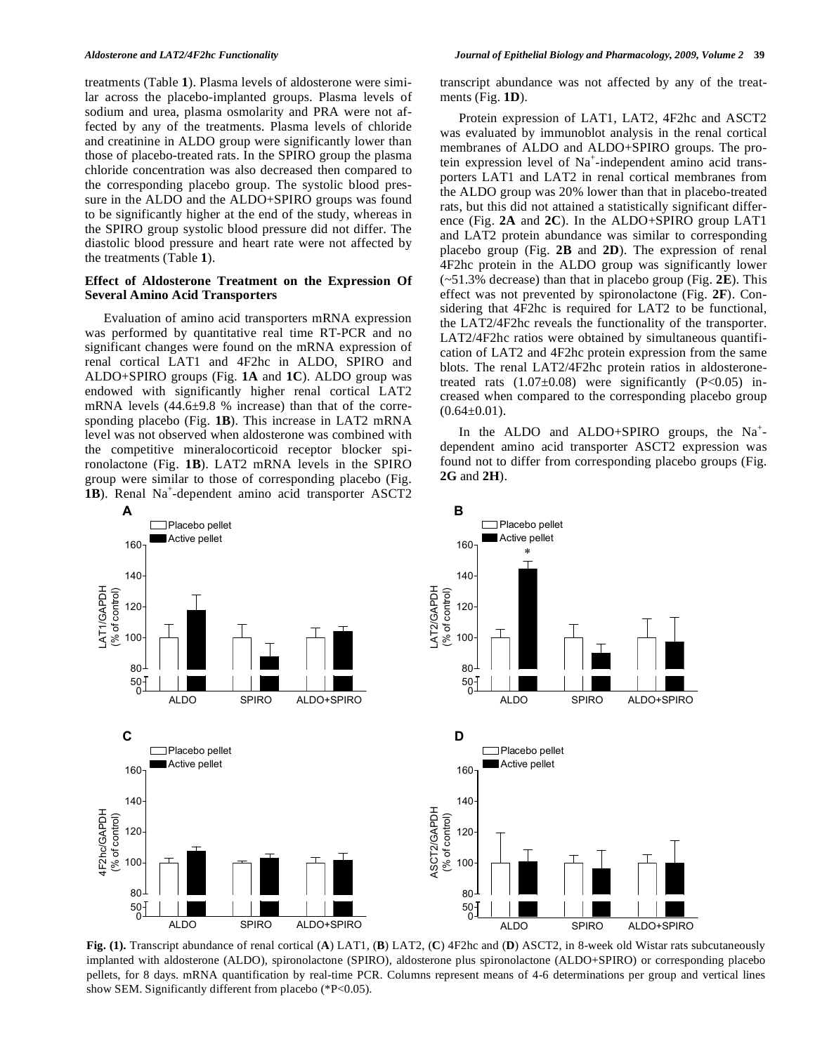treatments (Table **1**). Plasma levels of aldosterone were similar across the placebo-implanted groups. Plasma levels of sodium and urea, plasma osmolarity and PRA were not affected by any of the treatments. Plasma levels of chloride and creatinine in ALDO group were significantly lower than those of placebo-treated rats. In the SPIRO group the plasma chloride concentration was also decreased then compared to the corresponding placebo group. The systolic blood pressure in the ALDO and the ALDO+SPIRO groups was found to be significantly higher at the end of the study, whereas in the SPIRO group systolic blood pressure did not differ. The diastolic blood pressure and heart rate were not affected by the treatments (Table **1**).

### Effect of Aldosterone Treatment on the Expression Of Several Amino Acid Transporters

Evaluation of amino acid transporters mRNA expression was performed by quantitative real time RT-PCR and no significant changes were found on the mRNA expression of renal cortical LAT1 and 4F2hc in ALDO, SPIRO and ALDO+SPIRO groups (Fig. **1A** and **1C**). ALDO group was endowed with significantly higher renal cortical LAT2 mRNA levels (44.6±9.8 % increase) than that of the corresponding placebo (Fig. **1B**). This increase in LAT2 mRNA level was not observed when aldosterone was combined with the competitive mineralocorticoid receptor blocker spironolactone (Fig. **1B**). LAT2 mRNA levels in the SPIRO group were similar to those of corresponding placebo (Fig. **1B**). Renal $Na^+$-dependent amino acid transporter ASCT2 transcript abundance was not affected by any of the treatments (Fig. **1D**).

Protein expression of LAT1, LAT2, 4F2hc and ASCT2 was evaluated by immunoblot analysis in the renal cortical membranes of ALDO and ALDO+SPIRO groups. The protein expression level of $Na^+$-independent amino acid transporters LAT1 and LAT2 in renal cortical membranes from the ALDO group was 20% lower than that in placebo-treated rats, but this did not attained a statistically significant difference (Fig. **2A** and **2C**). In the ALDO+SPIRO group LAT1 and LAT2 protein abundance was similar to corresponding placebo group (Fig. **2B** and **2D**). The expression of renal 4F2hc protein in the ALDO group was significantly lower (~51.3% decrease) than that in placebo group (Fig. **2E**). This effect was not prevented by spironolactone (Fig. **2F**). Considering that 4F2hc is required for LAT2 to be functional, the LAT2/4F2hc reveals the functionality of the transporter. LAT2/4F2hc ratios were obtained by simultaneous quantification of LAT2 and 4F2hc protein expression from the same blots. The renal LAT2/4F2hc protein ratios in aldosterone-treated rats (1.07±0.08) were significantly ($P<0.05$) increased when compared to the corresponding placebo group (0.64±0.01).

In the ALDO and ALDO+SPIRO groups, the $Na^+$-dependent amino acid transporter ASCT2 expression was found not to differ from corresponding placebo groups (Fig. **2G** and **2H**).

**Fig. (1).** Transcript abundance of renal cortical (**A**) LAT1, (**B**) LAT2, (**C**) 4F2hc and (**D**) ASCT2, in 8-week old Wistar rats subcutaneously implanted with aldosterone (ALDO), spironolactone (SPIRO), aldosterone plus spironolactone (ALDO+SPIRO) or corresponding placebo pellets, for 8 days. mRNA quantification by real-time PCR. Columns represent means of 4-6 determinations per group and vertical lines show SEM. Significantly different from placebo (*P<0.05).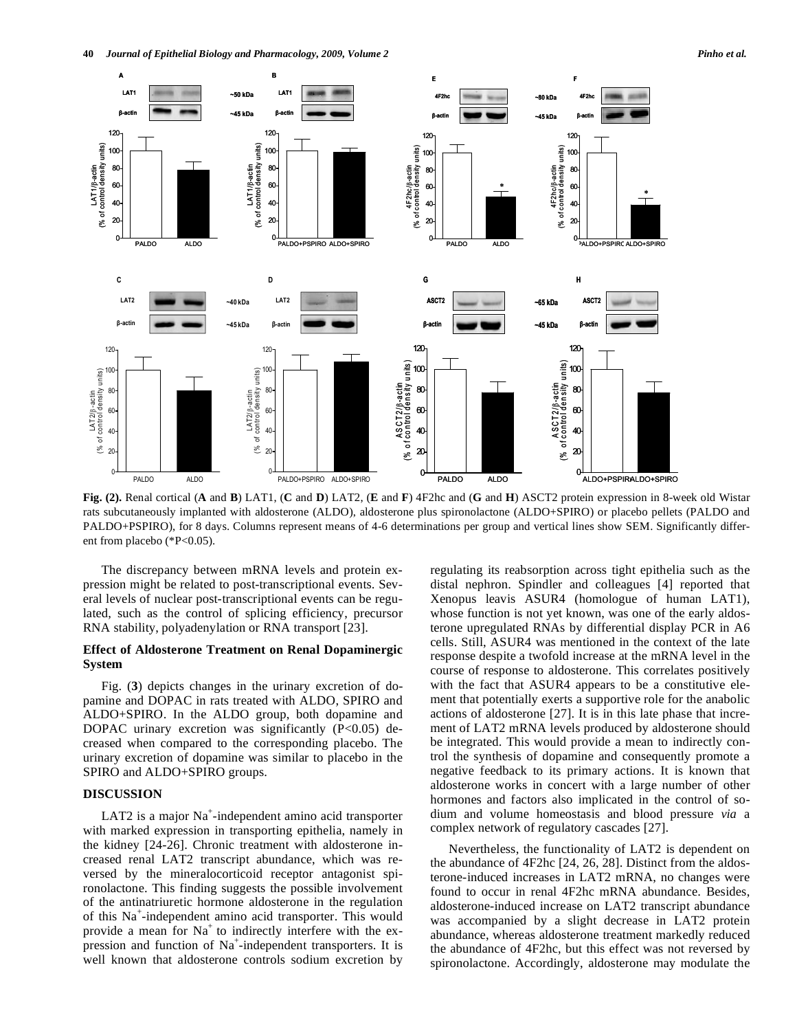**Fig. (2).** Renal cortical (**A** and **B**) LAT1, (**C** and **D**) LAT2, (**E** and **F**) 4F2hc and (**G** and **H**) ASCT2 protein expression in 8-week old Wistar rats subcutaneously implanted with aldosterone (ALDO), aldosterone plus spironolactone (ALDO+SPIRO) or placebo pellets (PALDO and PALDO+PSPIRO), for 8 days. Columns represent means of 4-6 determinations per group and vertical lines show SEM. Significantly different from placebo (*P<0.05).

The discrepancy between mRNA levels and protein expression might be related to post-transcriptional events. Several levels of nuclear post-transcriptional events can be regulated, such as the control of splicing efficiency, precursor RNA stability, polyadenylation or RNA transport [23].

### Effect of Aldosterone Treatment on Renal Dopaminergic System

Fig. (**3**) depicts changes in the urinary excretion of dopamine and DOPAC in rats treated with ALDO, SPIRO and ALDO+SPIRO. In the ALDO group, both dopamine and DOPAC urinary excretion was significantly ($P<0.05$) decreased when compared to the corresponding placebo. The urinary excretion of dopamine was similar to placebo in the SPIRO and ALDO+SPIRO groups.

## DISCUSSION

LAT2 is a major $Na^+$-independent amino acid transporter with marked expression in transporting epithelia, namely in the kidney [24-26]. Chronic treatment with aldosterone increased renal LAT2 transcript abundance, which was reversed by the mineralocorticoid receptor antagonist spironolactone. This finding suggests the possible involvement of the antinatriuretic hormone aldosterone in the regulation of this $Na^+$-independent amino acid transporter. This would provide a mean for $Na^+$ to indirectly interfere with the expression and function of $Na^+$-independent transporters. It is well known that aldosterone controls sodium excretion by regulating its reabsorption across tight epithelia such as the distal nephron. Spindler and colleagues [4] reported that Xenopus leavis ASUR4 (homologue of human LAT1), whose function is not yet known, was one of the early aldosterone upregulated RNAs by differential display PCR in A6 cells. Still, ASUR4 was mentioned in the context of the late response despite a twofold increase at the mRNA level in the course of response to aldosterone. This correlates positively with the fact that ASUR4 appears to be a constitutive element that potentially exerts a supportive role for the anabolic actions of aldosterone [27]. It is in this late phase that increment of LAT2 mRNA levels produced by aldosterone should be integrated. This would provide a mean to indirectly control the synthesis of dopamine and consequently promote a negative feedback to its primary actions. It is known that aldosterone works in concert with a large number of other hormones and factors also implicated in the control of sodium and volume homeostasis and blood pressure *via* a complex network of regulatory cascades [27].

Nevertheless, the functionality of LAT2 is dependent on the abundance of 4F2hc [24, 26, 28]. Distinct from the aldosterone-induced increases in LAT2 mRNA, no changes were found to occur in renal 4F2hc mRNA abundance. Besides, aldosterone-induced increase on LAT2 transcript abundance was accompanied by a slight decrease in LAT2 protein abundance, whereas aldosterone treatment markedly reduced the abundance of 4F2hc, but this effect was not reversed by spironolactone. Accordingly, aldosterone may modulate the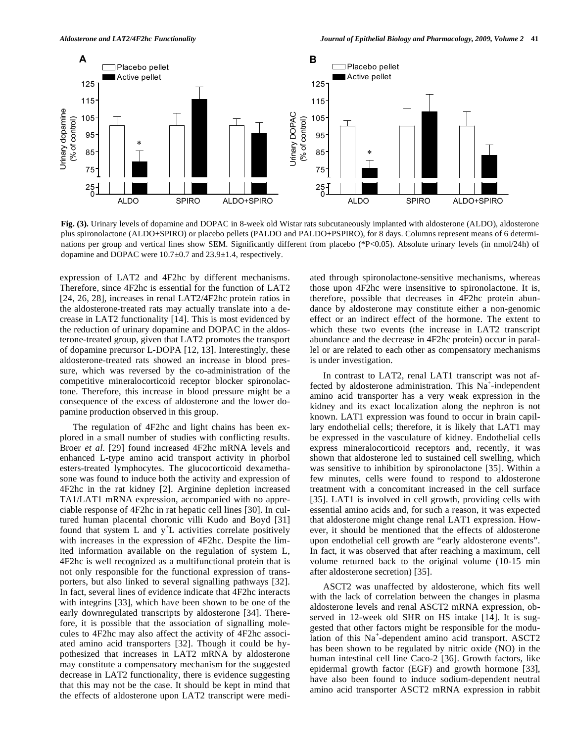**Fig. (3).** Urinary levels of dopamine and DOPAC in 8-week old Wistar rats subcutaneously implanted with aldosterone (ALDO), aldosterone plus spironolactone (ALDO+SPIRO) or placebo pellets (PALDO and PALDO+PSPIRO), for 8 days. Columns represent means of 6 determinations per group and vertical lines show SEM. Significantly different from placebo (*P<0.05). Absolute urinary levels (in nmol/24h) of dopamine and DOPAC were 10.7±0.7 and 23.9±1.4, respectively.

expression of LAT2 and 4F2hc by different mechanisms. Therefore, since 4F2hc is essential for the function of LAT2 [24, 26, 28], increases in renal LAT2/4F2hc protein ratios in the aldosterone-treated rats may actually translate into a decrease in LAT2 functionality [14]. This is most evidenced by the reduction of urinary dopamine and DOPAC in the aldosterone-treated group, given that LAT2 promotes the transport of dopamine precursor L-DOPA [12, 13]. Interestingly, these aldosterone-treated rats showed an increase in blood pressure, which was reversed by the co-administration of the competitive mineralocorticoid receptor blocker spironolactone. Therefore, this increase in blood pressure might be a consequence of the excess of aldosterone and the lower dopamine production observed in this group.

The regulation of 4F2hc and light chains has been explored in a small number of studies with conflicting results. Broer *et al.* [29] found increased 4F2hc mRNA levels and enhanced L-type amino acid transport activity in phorbol esters-treated lymphocytes. The glucocorticoid dexamethasone was found to induce both the activity and expression of 4F2hc in the rat kidney [2]. Arginine depletion increased TA1/LAT1 mRNA expression, accompanied with no appreciable response of 4F2hc in rat hepatic cell lines [30]. In cultured human placental choronic villi Kudo and Boyd [31] found that system L and $y^+$L activities correlate positively with increases in the expression of 4F2hc. Despite the limited information available on the regulation of system L, 4F2hc is well recognized as a multifunctional protein that is not only responsible for the functional expression of transporters, but also linked to several signalling pathways [32]. In fact, several lines of evidence indicate that 4F2hc interacts with integrins [33], which have been shown to be one of the early downregulated transcripts by aldosterone [34]. Therefore, it is possible that the association of signalling molecules to 4F2hc may also affect the activity of 4F2hc associated amino acid transporters [32]. Though it could be hypothesized that increases in LAT2 mRNA by aldosterone may constitute a compensatory mechanism for the suggested decrease in LAT2 functionality, there is evidence suggesting that this may not be the case. It should be kept in mind that the effects of aldosterone upon LAT2 transcript were mediated through spironolactone-sensitive mechanisms, whereas those upon 4F2hc were insensitive to spironolactone. It is, therefore, possible that decreases in 4F2hc protein abundance by aldosterone may constitute either a non-genomic effect or an indirect effect of the hormone. The extent to which these two events (the increase in LAT2 transcript abundance and the decrease in 4F2hc protein) occur in parallel or are related to each other as compensatory mechanisms is under investigation.

In contrast to LAT2, renal LAT1 transcript was not affected by aldosterone administration. This $Na^+$-independent amino acid transporter has a very weak expression in the kidney and its exact localization along the nephron is not known. LAT1 expression was found to occur in brain capillary endothelial cells; therefore, it is likely that LAT1 may be expressed in the vasculature of kidney. Endothelial cells express mineralocorticoid receptors and, recently, it was shown that aldosterone led to sustained cell swelling, which was sensitive to inhibition by spironolactone [35]. Within a few minutes, cells were found to respond to aldosterone treatment with a concomitant increase in the cell surface [35]. LAT1 is involved in cell growth, providing cells with essential amino acids and, for such a reason, it was expected that aldosterone might change renal LAT1 expression. However, it should be mentioned that the effects of aldosterone upon endothelial cell growth are "early aldosterone events". In fact, it was observed that after reaching a maximum, cell volume returned back to the original volume (10-15 min after aldosterone secretion) [35].

ASCT2 was unaffected by aldosterone, which fits well with the lack of correlation between the changes in plasma aldosterone levels and renal ASCT2 mRNA expression, observed in 12-week old SHR on HS intake [14]. It is suggested that other factors might be responsible for the modulation of this $Na^+$-dependent amino acid transport. ASCT2 has been shown to be regulated by nitric oxide (NO) in the human intestinal cell line Caco-2 [36]. Growth factors, like epidermal growth factor (EGF) and growth hormone [33], have also been found to induce sodium-dependent neutral amino acid transporter ASCT2 mRNA expression in rabbit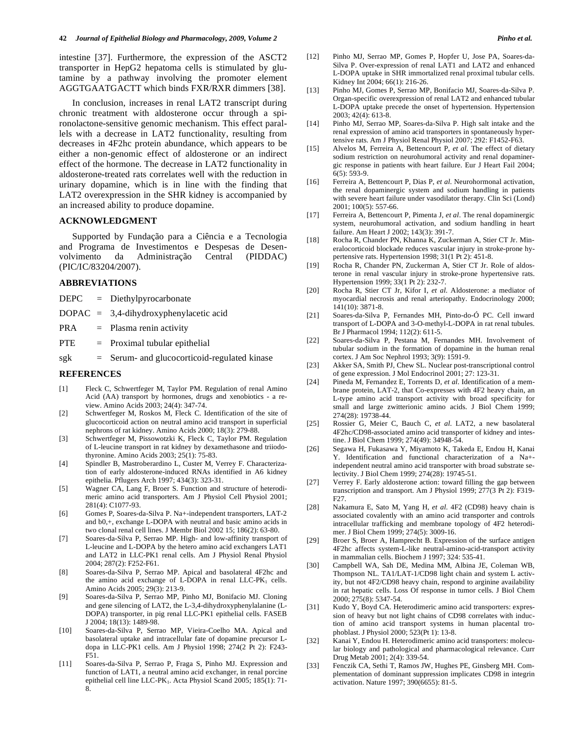intestine [37]. Furthermore, the expression of the ASCT2 transporter in HepG2 hepatoma cells is stimulated by glutamine by a pathway involving the promoter element AGGTGAATGACTT which binds FXR/RXR dimmers [38].

In conclusion, increases in renal LAT2 transcript during chronic treatment with aldosterone occur through a spironolactone-sensitive genomic mechanism. This effect parallels with a decrease in LAT2 functionality, resulting from decreases in 4F2hc protein abundance, which appears to be either a non-genomic effect of aldosterone or an indirect effect of the hormone. The decrease in LAT2 functionality in aldosterone-treated rats correlates well with the reduction in urinary dopamine, which is in line with the finding that LAT2 overexpression in the SHR kidney is accompanied by an increased ability to produce dopamine.

## ACKNOWLEDGMENT

Supported by Fundação para a Ciência e a Tecnologia and Programa de Investimentos e Despesas de Desenvolvimento da Administração Central (PIDDAC) (PIC/IC/83204/2007).

## ABBREVIATIONS

DEPC = Diethylpyrocarbonate

DOPAC = 3,4-dihydroxyphenylacetic acid

PRA = Plasma renin activity

PTE = Proximal tubular epithelial

sgk = Serum- and glucocorticoid-regulated kinase

## REFERENCES

[1] Fleck C, Schwertfeger M, Taylor PM. Regulation of renal Amino Acid (AA) transport by hormones, drugs and xenobiotics - a review. Amino Acids 2003; 24(4): 347-74.

[2] Schwertfeger M, Roskos M, Fleck C. Identification of the site of glucocorticoid action on neutral amino acid transport in superficial nephrons of rat kidney. Amino Acids 2000; 18(3): 279-88.

[3] Schwertfeger M, Pissowotzki K, Fleck C, Taylor PM. Regulation of L-leucine transport in rat kidney by dexamethasone and triiodothyronine. Amino Acids 2003; 25(1): 75-83.

[4] Spindler B, Mastroberardino L, Custer M, Verrey F. Characterization of early aldosterone-induced RNAs identified in A6 kidney epithelia. Pflugers Arch 1997; 434(3): 323-31.

[5] Wagner CA, Lang F, Broer S. Function and structure of heterodimeric amino acid transporters. Am J Physiol Cell Physiol 2001; 281(4): C1077-93.

[6] Gomes P, Soares-da-Silva P. Na+-independent transporters, LAT-2 and b0,+, exchange L-DOPA with neutral and basic amino acids in two clonal renal cell lines. J Membr Biol 2002 15; 186(2): 63-80.

[7] Soares-da-Silva P, Serrao MP. High- and low-affinity transport of L-leucine and L-DOPA by the hetero amino acid exchangers LAT1 and LAT2 in LLC-PK1 renal cells. Am J Physiol Renal Physiol 2004; 287(2): F252-F61.

[8] Soares-da-Silva P, Serrao MP. Apical and basolateral 4F2hc and the amino acid exchange of L-DOPA in renal LLC-$PK_1$ cells. Amino Acids 2005; 29(3): 213-9.

[9] Soares-da-Silva P, Serrao MP, Pinho MJ, Bonifacio MJ. Cloning and gene silencing of LAT2, the L-3,4-dihydroxyphenylalanine (L-DOPA) transporter, in pig renal LLC-PK1 epithelial cells. FASEB J 2004; 18(13): 1489-98.

[10] Soares-da-Silva P, Serrao MP, Vieira-Coelho MA. Apical and basolateral uptake and intracellular fate of dopamine precursor L-dopa in LLC-PK1 cells. Am J Physiol 1998; 274(2 Pt 2): F243-F51.

[11] Soares-da-Silva P, Serrao P, Fraga S, Pinho MJ. Expression and function of LAT1, a neutral amino acid exchanger, in renal porcine epithelial cell line LLC-$PK_1$. Acta Physiol Scand 2005; 185(1): 71-8.

[12] Pinho MJ, Serrao MP, Gomes P, Hopfer U, Jose PA, Soares-da-Silva P. Over-expression of renal LAT1 and LAT2 and enhanced L-DOPA uptake in SHR immortalized renal proximal tubular cells. Kidney Int 2004; 66(1): 216-26.

[13] Pinho MJ, Gomes P, Serrao MP, Bonifacio MJ, Soares-da-Silva P. Organ-specific overexpression of renal LAT2 and enhanced tubular L-DOPA uptake precede the onset of hypertension. Hypertension 2003; 42(4): 613-8.

[14] Pinho MJ, Serrao MP, Soares-da-Silva P. High salt intake and the renal expression of amino acid transporters in spontaneously hypertensive rats. Am J Physiol Renal Physiol 2007; 292: F1452-F63.

[15] Alvelos M, Ferreira A, Bettencourt P, *et al.* The effect of dietary sodium restriction on neurohumoral activity and renal dopaminergic response in patients with heart failure. Eur J Heart Fail 2004; 6(5): 593-9.

[16] Ferreira A, Bettencourt P, Dias P, *et al.* Neurohormonal activation, the renal dopaminergic system and sodium handling in patients with severe heart failure under vasodilator therapy. Clin Sci (Lond) 2001; 100(5): 557-66.

[17] Ferreira A, Bettencourt P, Pimenta J, *et al*. The renal dopaminergic system, neurohumoral activation, and sodium handling in heart failure. Am Heart J 2002; 143(3): 391-7.

[18] Rocha R, Chander PN, Khanna K, Zuckerman A, Stier CT Jr. Mineralocorticoid blockade reduces vascular injury in stroke-prone hypertensive rats. Hypertension 1998; 31(1 Pt 2): 451-8.

[19] Rocha R, Chander PN, Zuckerman A, Stier CT Jr. Role of aldosterone in renal vascular injury in stroke-prone hypertensive rats. Hypertension 1999; 33(1 Pt 2): 232-7.

[20] Rocha R, Stier CT Jr, Kifor I, *et al.* Aldosterone: a mediator of myocardial necrosis and renal arteriopathy. Endocrinology 2000; 141(10): 3871-8.

[21] Soares-da-Silva P, Fernandes MH, Pinto-do-Ó PC. Cell inward transport of L-DOPA and 3-O-methyl-L-DOPA in rat renal tubules. Br J Pharmacol 1994; 112(2): 611-5.

[22] Soares-da-Silva P, Pestana M, Fernandes MH. Involvement of tubular sodium in the formation of dopamine in the human renal cortex. J Am Soc Nephrol 1993; 3(9): 1591-9.

[23] Akker SA, Smith PJ, Chew SL. Nuclear post-transcriptional control of gene expression. J Mol Endocrinol 2001; 27: 123-31.

[24] Pineda M, Fernandez E, Torrents D, *et al*. Identification of a membrane protein, LAT-2, that Co-expresses with 4F2 heavy chain, an L-type amino acid transport activity with broad specificity for small and large zwitterionic amino acids. J Biol Chem 1999; 274(28): 19738-44.

[25] Rossier G, Meier C, Bauch C, *et al.* LAT2, a new basolateral 4F2hc/CD98-associated amino acid transporter of kidney and intestine. J Biol Chem 1999; 274(49): 34948-54.

[26] Segawa H, Fukasawa Y, Miyamoto K, Takeda E, Endou H, Kanai Y. Identification and functional characterization of a Na+-independent neutral amino acid transporter with broad substrate selectivity. J Biol Chem 1999; 274(28): 19745-51.

[27] Verrey F. Early aldosterone action: toward filling the gap between transcription and transport. Am J Physiol 1999; 277(3 Pt 2): F319-F27.

[28] Nakamura E, Sato M, Yang H, *et al*. 4F2 (CD98) heavy chain is associated covalently with an amino acid transporter and controls intracellular trafficking and membrane topology of 4F2 heterodimer. J Biol Chem 1999; 274(5): 3009-16.

[29] Broer S, Broer A, Hamprecht B. Expression of the surface antigen 4F2hc affects system-L-like neutral-amino-acid-transport activity in mammalian cells. Biochem J 1997; 324: 535-41.

[30] Campbell WA, Sah DE, Medina MM, Albina JE, Coleman WB, Thompson NL. TA1/LAT-1/CD98 light chain and system L activity, but not 4F2/CD98 heavy chain, respond to arginine availability in rat hepatic cells. Loss Of response in tumor cells. J Biol Chem 2000; 275(8): 5347-54.

[31] Kudo Y, Boyd CA. Heterodimeric amino acid transporters: expression of heavy but not light chains of CD98 correlates with induction of amino acid transport systems in human placental trophoblast. J Physiol 2000; 523(Pt 1): 13-8.

[32] Kanai Y, Endou H. Heterodimeric amino acid transporters: molecular biology and pathological and pharmacological relevance. Curr Drug Metab 2001; 2(4): 339-54.

[33] Fenczik CA, Sethi T, Ramos JW, Hughes PE, Ginsberg MH. Complementation of dominant suppression implicates CD98 in integrin activation. Nature 1997; 390(6655): 81-5.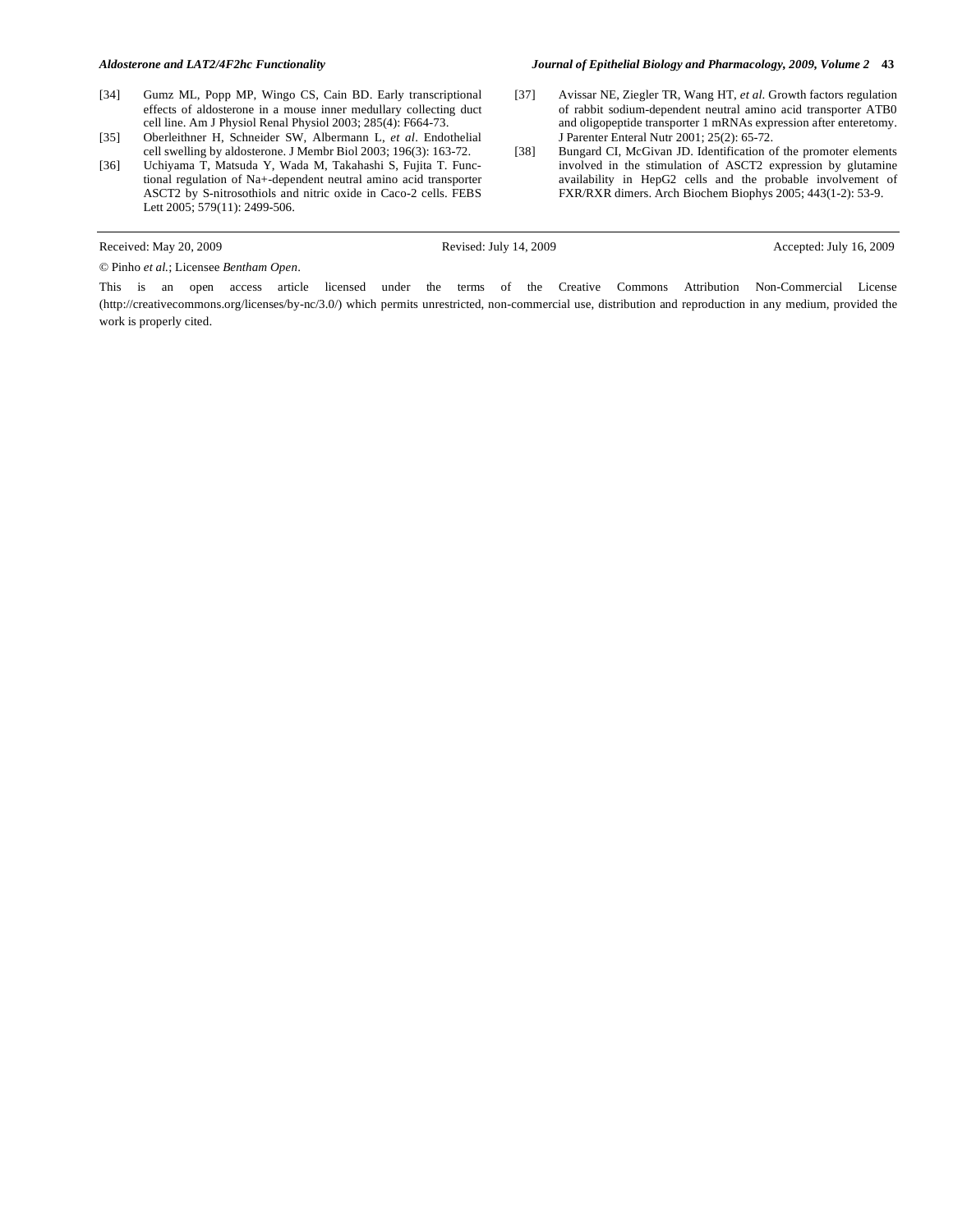[34] Gumz ML, Popp MP, Wingo CS, Cain BD. Early transcriptional effects of aldosterone in a mouse inner medullary collecting duct cell line. Am J Physiol Renal Physiol 2003; 285(4): F664-73.

[35] Oberleithner H, Schneider SW, Albermann L, *et al*. Endothelial cell swelling by aldosterone. J Membr Biol 2003; 196(3): 163-72.

[36] Uchiyama T, Matsuda Y, Wada M, Takahashi S, Fujita T. Functional regulation of Na+-dependent neutral amino acid transporter ASCT2 by S-nitrosothiols and nitric oxide in Caco-2 cells. FEBS Lett 2005; 579(11): 2499-506.

[37] Avissar NE, Ziegler TR, Wang HT, *et al.* Growth factors regulation of rabbit sodium-dependent neutral amino acid transporter ATB0 and oligopeptide transporter 1 mRNAs expression after enteretomy. J Parenter Enteral Nutr 2001; 25(2): 65-72.

[38] Bungard CI, McGivan JD. Identification of the promoter elements involved in the stimulation of ASCT2 expression by glutamine availability in HepG2 cells and the probable involvement of FXR/RXR dimers. Arch Biochem Biophys 2005; 443(1-2): 53-9.

---

Received: May 20, 2009 Revised: July 14, 2009 Accepted: July 16, 2009

© Pinho *et al.*; Licensee *Bentham Open*.

This is an open access article licensed under the terms of the Creative Commons Attribution Non-Commercial License (http://creativecommons.org/licenses/by-nc/3.0/) which permits unrestricted, non-commercial use, distribution and reproduction in any medium, provided the work is properly cited.